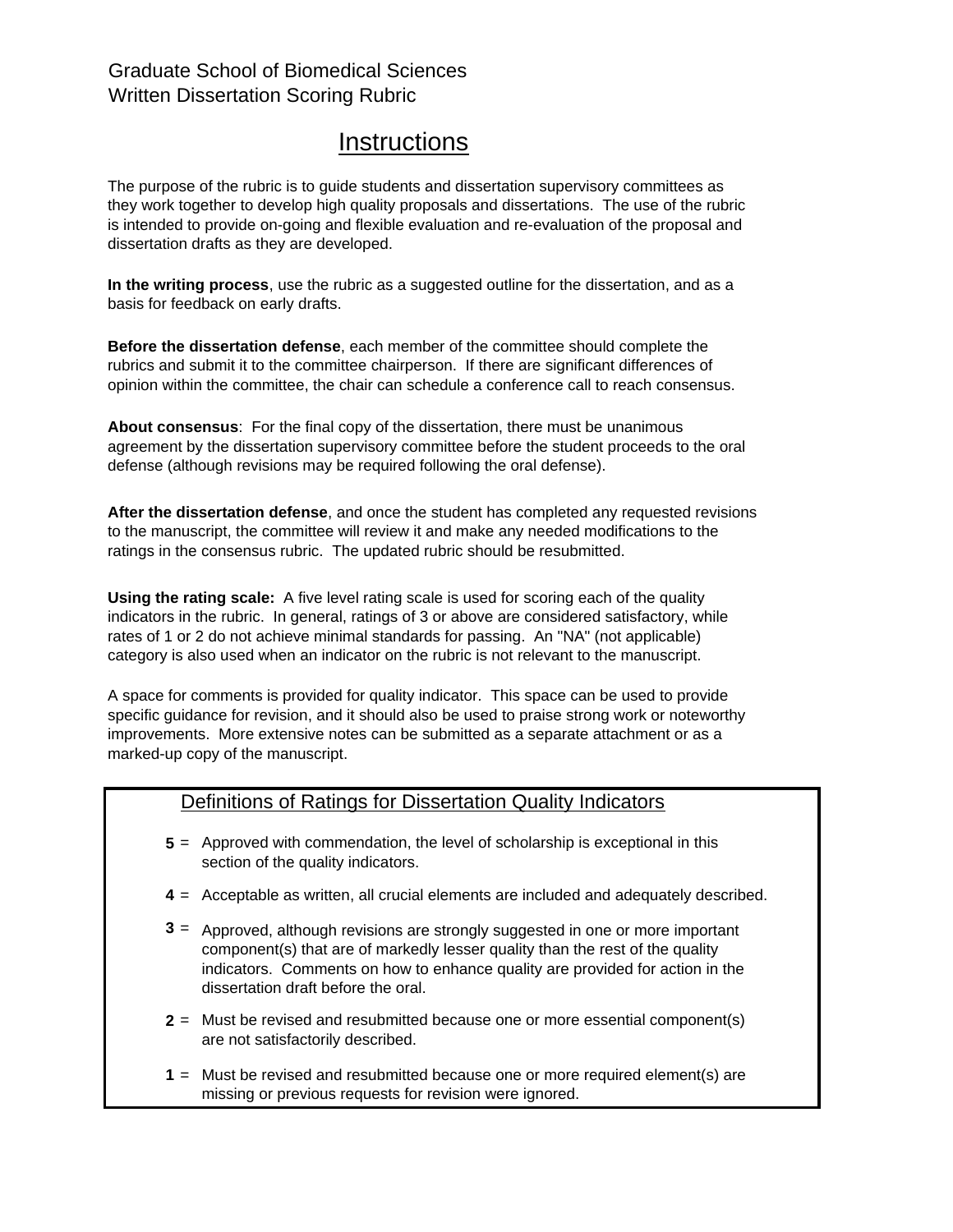Graduate School of Biomedical Sciences
Written Dissertation Scoring Rubric

# Instructions

The purpose of the rubric is to guide students and dissertation supervisory committees as they work together to develop high quality proposals and dissertations. The use of the rubric is intended to provide on-going and flexible evaluation and re-evaluation of the proposal and dissertation drafts as they are developed.

**In the writing process**, use the rubric as a suggested outline for the dissertation, and as a basis for feedback on early drafts.

**Before the dissertation defense**, each member of the committee should complete the rubrics and submit it to the committee chairperson. If there are significant differences of opinion within the committee, the chair can schedule a conference call to reach consensus.

**About consensus**: For the final copy of the dissertation, there must be unanimous agreement by the dissertation supervisory committee before the student proceeds to the oral defense (although revisions may be required following the oral defense).

**After the dissertation defense**, and once the student has completed any requested revisions to the manuscript, the committee will review it and make any needed modifications to the ratings in the consensus rubric. The updated rubric should be resubmitted.

**Using the rating scale:** A five level rating scale is used for scoring each of the quality indicators in the rubric. In general, ratings of 3 or above are considered satisfactory, while rates of 1 or 2 do not achieve minimal standards for passing. An "NA" (not applicable) category is also used when an indicator on the rubric is not relevant to the manuscript.

A space for comments is provided for quality indicator. This space can be used to provide specific guidance for revision, and it should also be used to praise strong work or noteworthy improvements. More extensive notes can be submitted as a separate attachment or as a marked-up copy of the manuscript.

## Definitions of Ratings for Dissertation Quality Indicators

**5** = Approved with commendation, the level of scholarship is exceptional in this section of the quality indicators.

**4** = Acceptable as written, all crucial elements are included and adequately described.

**3** = Approved, although revisions are strongly suggested in one or more important component(s) that are of markedly lesser quality than the rest of the quality indicators. Comments on how to enhance quality are provided for action in the dissertation draft before the oral.

**2** = Must be revised and resubmitted because one or more essential component(s) are not satisfactorily described.

**1** = Must be revised and resubmitted because one or more required element(s) are missing or previous requests for revision were ignored.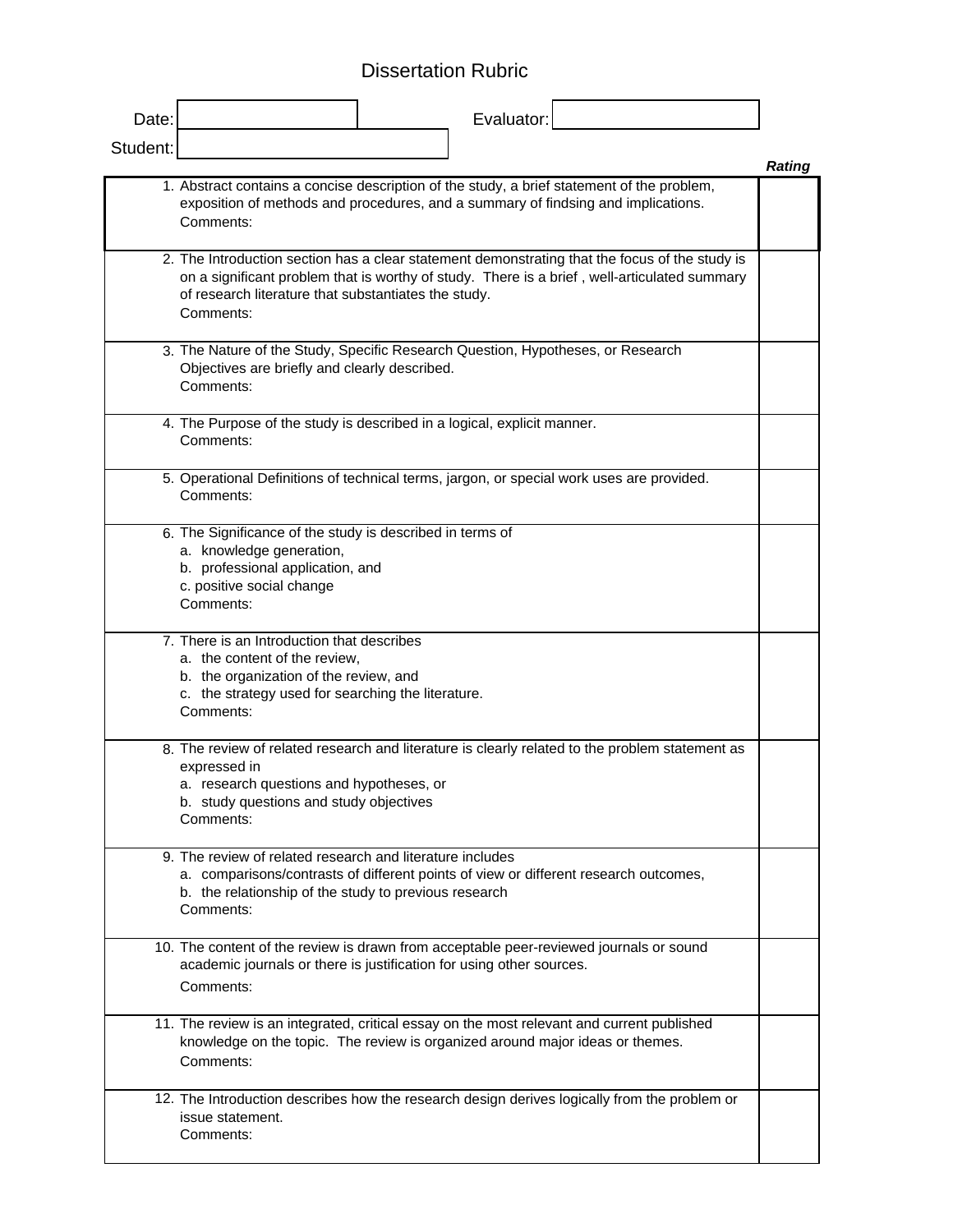# Dissertation Rubric

| Date: | | Evaluator: | |
|---|---|---|---|
| Student: | | | |

| | Rating |
|---|---|
| 1. Abstract contains a concise description of the study, a brief statement of the problem, exposition of methods and procedures, and a summary of findsing and implications.<br>Comments: | |
| 2. The Introduction section has a clear statement demonstrating that the focus of the study is on a significant problem that is worthy of study. There is a brief , well-articulated summary of research literature that substantiates the study.<br>Comments: | |
| 3. The Nature of the Study, Specific Research Question, Hypotheses, or Research Objectives are briefly and clearly described.<br>Comments: | |
| 4. The Purpose of the study is described in a logical, explicit manner.<br>Comments: | |
| 5. Operational Definitions of technical terms, jargon, or special work uses are provided.<br>Comments: | |
| 6. The Significance of the study is described in terms of<br>a. knowledge generation,<br>b. professional application, and<br>c. positive social change<br>Comments: | |
| 7. There is an Introduction that describes<br>a. the content of the review,<br>b. the organization of the review, and<br>c. the strategy used for searching the literature.<br>Comments: | |
| 8. The review of related research and literature is clearly related to the problem statement as expressed in<br>a. research questions and hypotheses, or<br>b. study questions and study objectives<br>Comments: | |
| 9. The review of related research and literature includes<br>a. comparisons/contrasts of different points of view or different research outcomes,<br>b. the relationship of the study to previous research<br>Comments: | |
| 10. The content of the review is drawn from acceptable peer-reviewed journals or sound academic journals or there is justification for using other sources.<br>Comments: | |
| 11. The review is an integrated, critical essay on the most relevant and current published knowledge on the topic. The review is organized around major ideas or themes.<br>Comments: | |
| 12. The Introduction describes how the research design derives logically from the problem or issue statement.<br>Comments: | |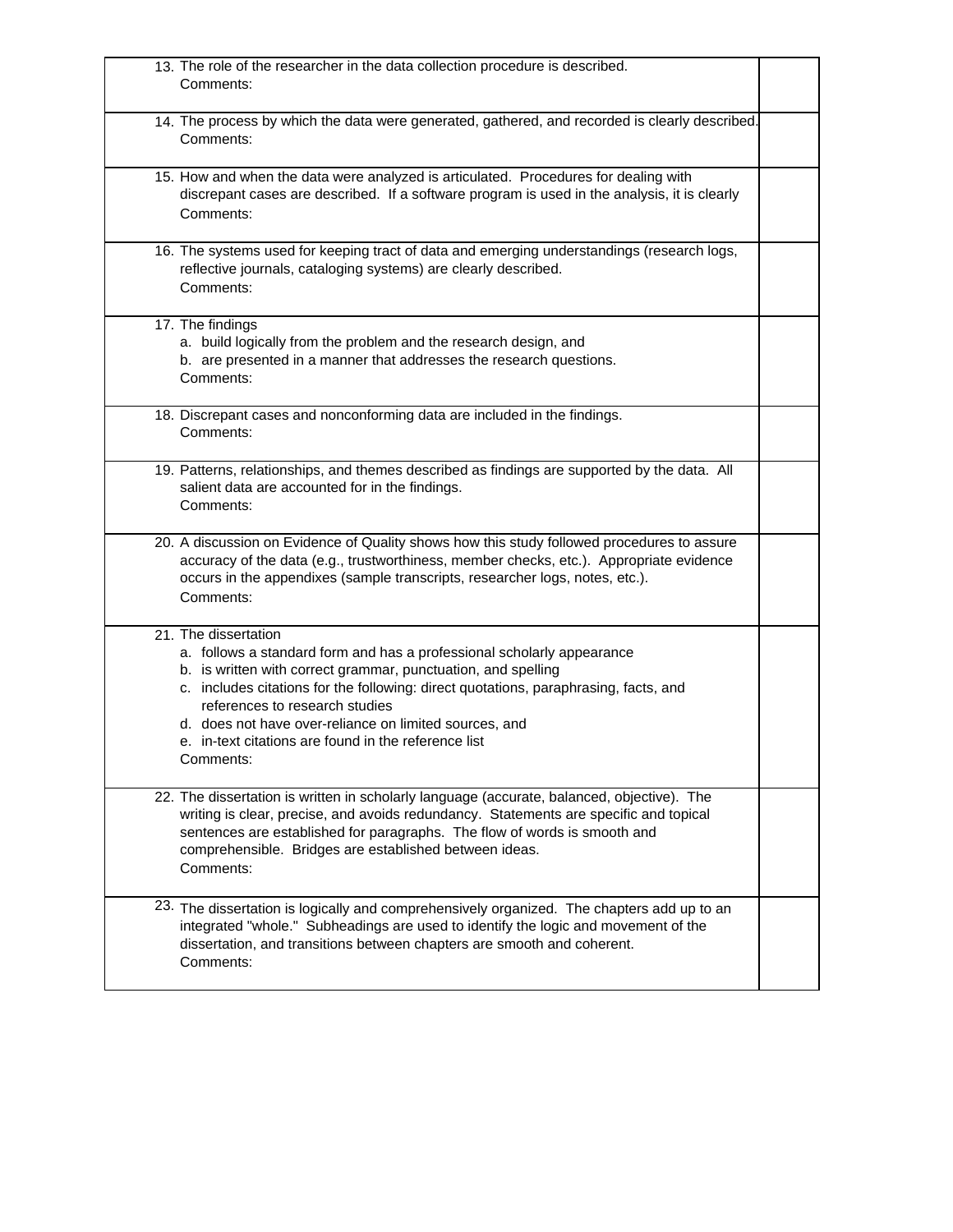| | |
|---|---|
| 13. The role of the researcher in the data collection procedure is described.<br>Comments: | |
| 14. The process by which the data were generated, gathered, and recorded is clearly described.<br>Comments: | |
| 15. How and when the data were analyzed is articulated. Procedures for dealing with discrepant cases are described. If a software program is used in the analysis, it is clearly<br>Comments: | |
| 16. The systems used for keeping tract of data and emerging understandings (research logs, reflective journals, cataloging systems) are clearly described.<br>Comments: | |
| 17. The findings<br>a. build logically from the problem and the research design, and<br>b. are presented in a manner that addresses the research questions.<br>Comments: | |
| 18. Discrepant cases and nonconforming data are included in the findings.<br>Comments: | |
| 19. Patterns, relationships, and themes described as findings are supported by the data. All salient data are accounted for in the findings.<br>Comments: | |
| 20. A discussion on Evidence of Quality shows how this study followed procedures to assure accuracy of the data (e.g., trustworthiness, member checks, etc.). Appropriate evidence occurs in the appendixes (sample transcripts, researcher logs, notes, etc.).<br>Comments: | |
| 21. The dissertation<br>a. follows a standard form and has a professional scholarly appearance<br>b. is written with correct grammar, punctuation, and spelling<br>c. includes citations for the following: direct quotations, paraphrasing, facts, and references to research studies<br>d. does not have over-reliance on limited sources, and<br>e. in-text citations are found in the reference list<br>Comments: | |
| 22. The dissertation is written in scholarly language (accurate, balanced, objective). The writing is clear, precise, and avoids redundancy. Statements are specific and topical sentences are established for paragraphs. The flow of words is smooth and comprehensible. Bridges are established between ideas.<br>Comments: | |
| 23. The dissertation is logically and comprehensively organized. The chapters add up to an integrated "whole." Subheadings are used to identify the logic and movement of the dissertation, and transitions between chapters are smooth and coherent.<br>Comments: | |